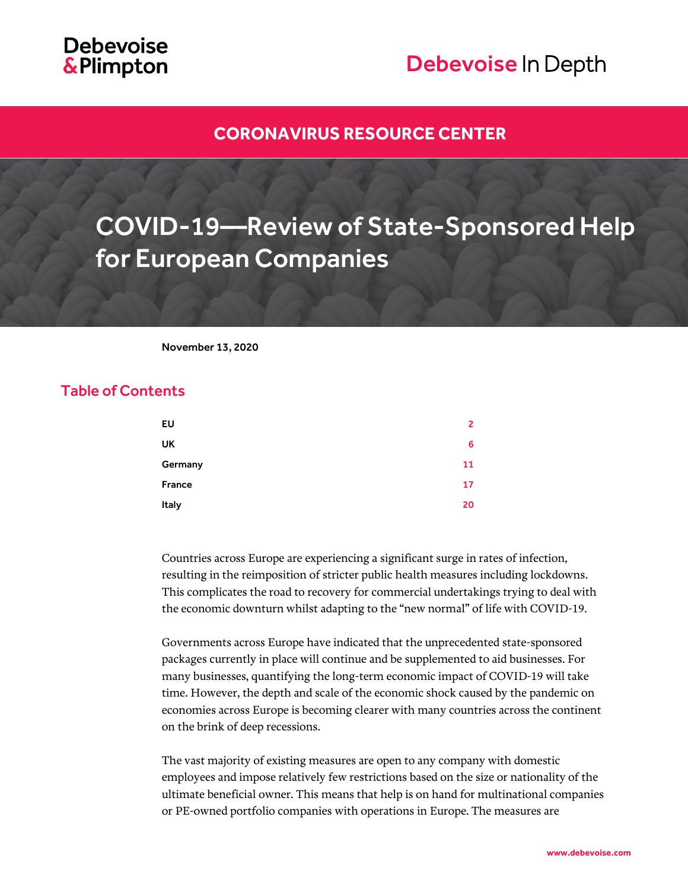Debevoise & Plimpton

Debevoise In Depth

CORONAVIRUS RESOURCE CENTER

# COVID-19—Review of State-Sponsored Help for European Companies

November 13, 2020

## Table of Contents

| | |
|---|---|
| EU | 2 |
| UK | 6 |
| Germany | 11 |
| France | 17 |
| Italy | 20 |

Countries across Europe are experiencing a significant surge in rates of infection, resulting in the reimposition of stricter public health measures including lockdowns. This complicates the road to recovery for commercial undertakings trying to deal with the economic downturn whilst adapting to the "new normal" of life with COVID-19.

Governments across Europe have indicated that the unprecedented state-sponsored packages currently in place will continue and be supplemented to aid businesses. For many businesses, quantifying the long-term economic impact of COVID-19 will take time. However, the depth and scale of the economic shock caused by the pandemic on economies across Europe is becoming clearer with many countries across the continent on the brink of deep recessions.

The vast majority of existing measures are open to any company with domestic employees and impose relatively few restrictions based on the size or nationality of the ultimate beneficial owner. This means that help is on hand for multinational companies or PE-owned portfolio companies with operations in Europe. The measures are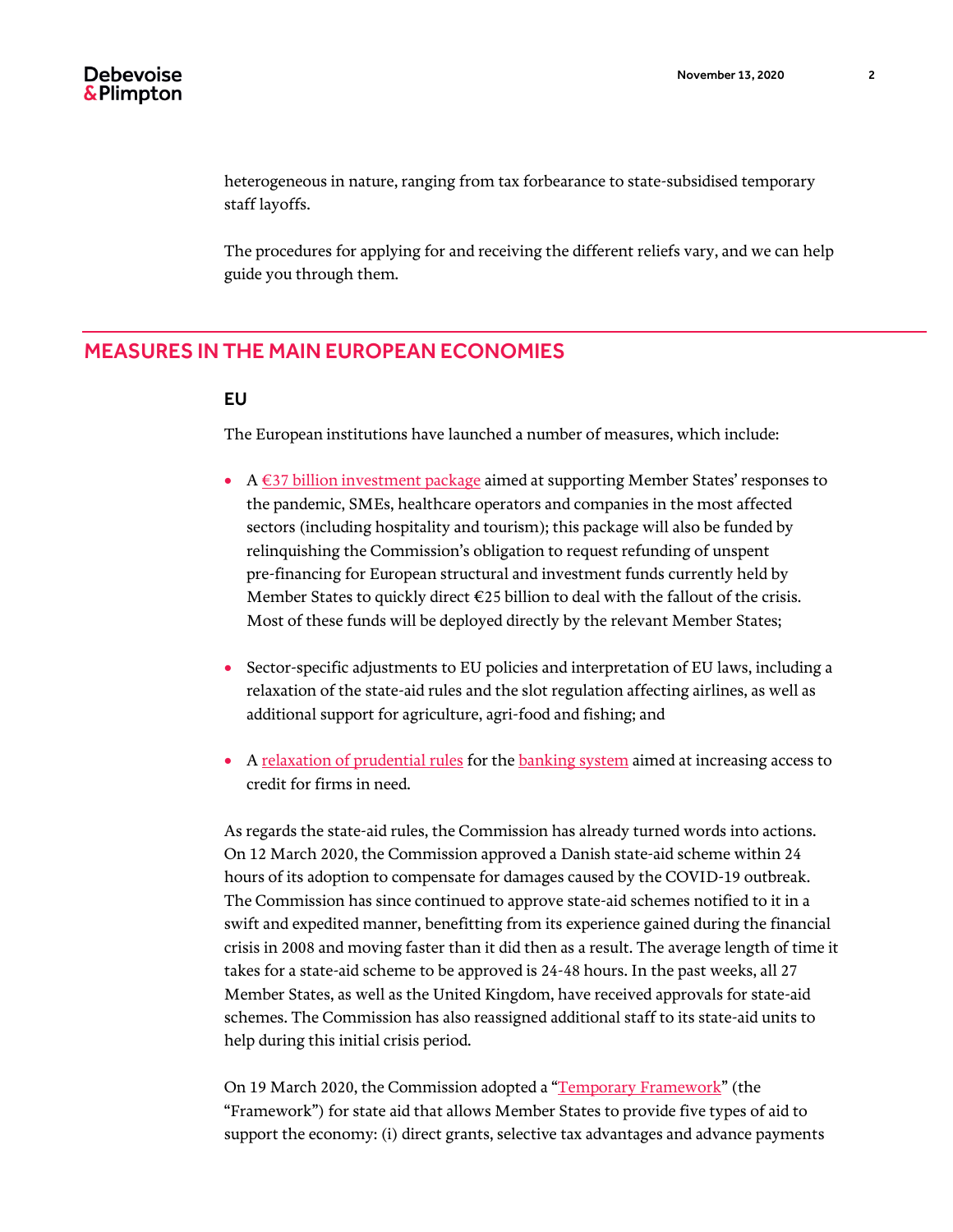heterogeneous in nature, ranging from tax forbearance to state-subsidised temporary staff layoffs.

The procedures for applying for and receiving the different reliefs vary, and we can help guide you through them.

## MEASURES IN THE MAIN EUROPEAN ECONOMIES

### EU

The European institutions have launched a number of measures, which include:

- A €37 billion investment package aimed at supporting Member States' responses to the pandemic, SMEs, healthcare operators and companies in the most affected sectors (including hospitality and tourism); this package will also be funded by relinquishing the Commission's obligation to request refunding of unspent pre-financing for European structural and investment funds currently held by Member States to quickly direct €25 billion to deal with the fallout of the crisis. Most of these funds will be deployed directly by the relevant Member States;
- Sector-specific adjustments to EU policies and interpretation of EU laws, including a relaxation of the state-aid rules and the slot regulation affecting airlines, as well as additional support for agriculture, agri-food and fishing; and
- A relaxation of prudential rules for the banking system aimed at increasing access to credit for firms in need.

As regards the state-aid rules, the Commission has already turned words into actions. On 12 March 2020, the Commission approved a Danish state-aid scheme within 24 hours of its adoption to compensate for damages caused by the COVID-19 outbreak. The Commission has since continued to approve state-aid schemes notified to it in a swift and expedited manner, benefitting from its experience gained during the financial crisis in 2008 and moving faster than it did then as a result. The average length of time it takes for a state-aid scheme to be approved is 24-48 hours. In the past weeks, all 27 Member States, as well as the United Kingdom, have received approvals for state-aid schemes. The Commission has also reassigned additional staff to its state-aid units to help during this initial crisis period.

On 19 March 2020, the Commission adopted a "Temporary Framework" (the "Framework") for state aid that allows Member States to provide five types of aid to support the economy: (i) direct grants, selective tax advantages and advance payments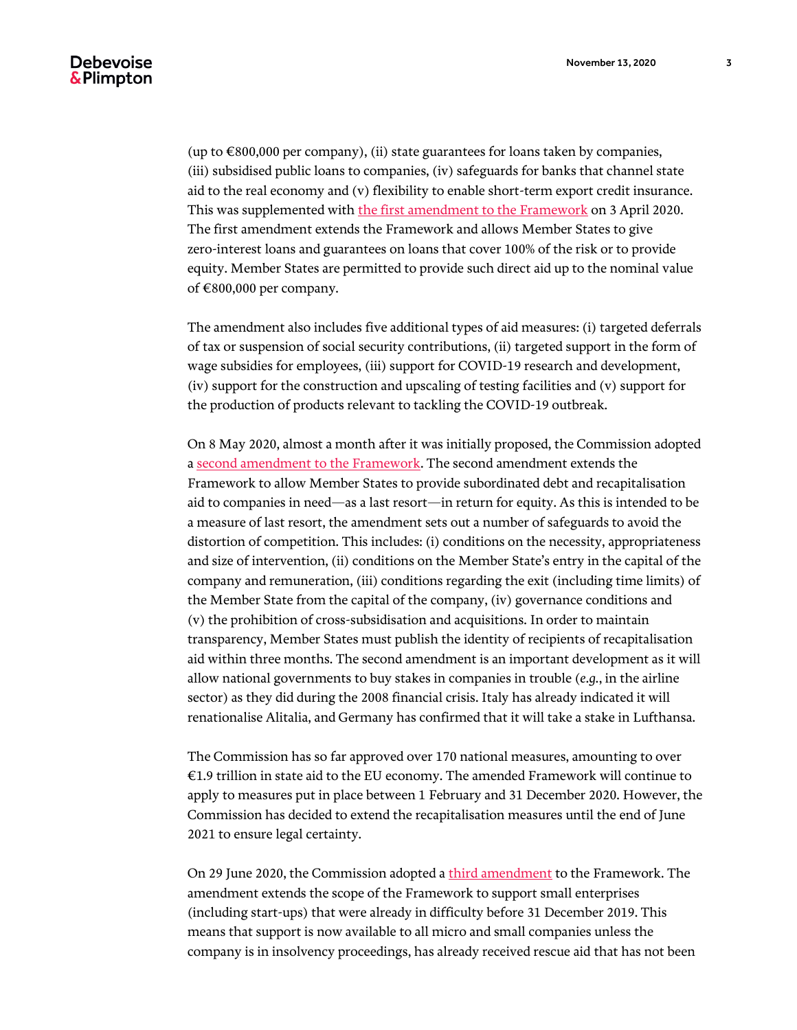(up to €800,000 per company), (ii) state guarantees for loans taken by companies, (iii) subsidised public loans to companies, (iv) safeguards for banks that channel state aid to the real economy and (v) flexibility to enable short-term export credit insurance. This was supplemented with the first amendment to the Framework on 3 April 2020. The first amendment extends the Framework and allows Member States to give zero-interest loans and guarantees on loans that cover 100% of the risk or to provide equity. Member States are permitted to provide such direct aid up to the nominal value of €800,000 per company.

The amendment also includes five additional types of aid measures: (i) targeted deferrals of tax or suspension of social security contributions, (ii) targeted support in the form of wage subsidies for employees, (iii) support for COVID-19 research and development, (iv) support for the construction and upscaling of testing facilities and (v) support for the production of products relevant to tackling the COVID-19 outbreak.

On 8 May 2020, almost a month after it was initially proposed, the Commission adopted a second amendment to the Framework. The second amendment extends the Framework to allow Member States to provide subordinated debt and recapitalisation aid to companies in need—as a last resort—in return for equity. As this is intended to be a measure of last resort, the amendment sets out a number of safeguards to avoid the distortion of competition. This includes: (i) conditions on the necessity, appropriateness and size of intervention, (ii) conditions on the Member State's entry in the capital of the company and remuneration, (iii) conditions regarding the exit (including time limits) of the Member State from the capital of the company, (iv) governance conditions and (v) the prohibition of cross-subsidisation and acquisitions. In order to maintain transparency, Member States must publish the identity of recipients of recapitalisation aid within three months. The second amendment is an important development as it will allow national governments to buy stakes in companies in trouble (*e.g.*, in the airline sector) as they did during the 2008 financial crisis. Italy has already indicated it will renationalise Alitalia, and Germany has confirmed that it will take a stake in Lufthansa.

The Commission has so far approved over 170 national measures, amounting to over €1.9 trillion in state aid to the EU economy. The amended Framework will continue to apply to measures put in place between 1 February and 31 December 2020. However, the Commission has decided to extend the recapitalisation measures until the end of June 2021 to ensure legal certainty.

On 29 June 2020, the Commission adopted a third amendment to the Framework. The amendment extends the scope of the Framework to support small enterprises (including start-ups) that were already in difficulty before 31 December 2019. This means that support is now available to all micro and small companies unless the company is in insolvency proceedings, has already received rescue aid that has not been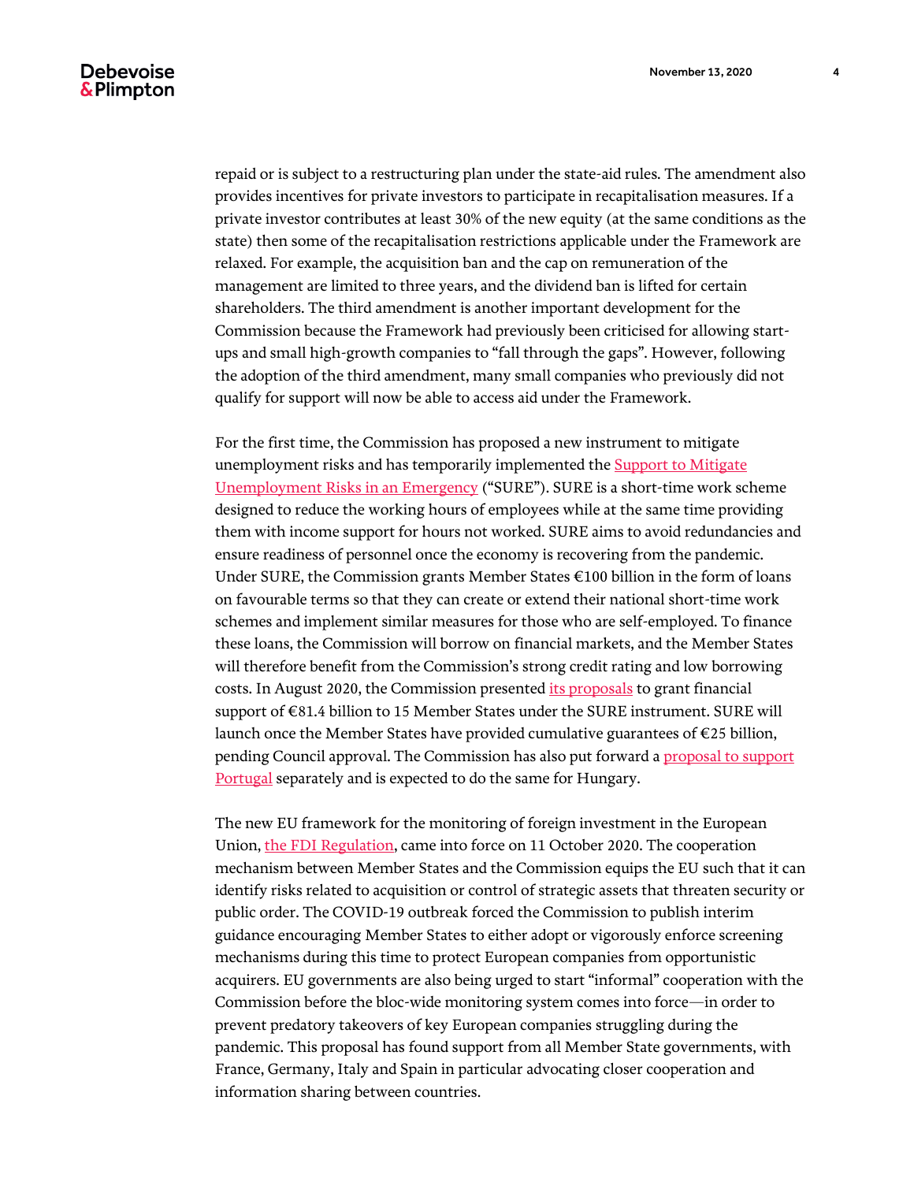repaid or is subject to a restructuring plan under the state-aid rules. The amendment also provides incentives for private investors to participate in recapitalisation measures. If a private investor contributes at least 30% of the new equity (at the same conditions as the state) then some of the recapitalisation restrictions applicable under the Framework are relaxed. For example, the acquisition ban and the cap on remuneration of the management are limited to three years, and the dividend ban is lifted for certain shareholders. The third amendment is another important development for the Commission because the Framework had previously been criticised for allowing start-ups and small high-growth companies to "fall through the gaps". However, following the adoption of the third amendment, many small companies who previously did not qualify for support will now be able to access aid under the Framework.

For the first time, the Commission has proposed a new instrument to mitigate unemployment risks and has temporarily implemented the Support to Mitigate Unemployment Risks in an Emergency ("SURE"). SURE is a short-time work scheme designed to reduce the working hours of employees while at the same time providing them with income support for hours not worked. SURE aims to avoid redundancies and ensure readiness of personnel once the economy is recovering from the pandemic. Under SURE, the Commission grants Member States €100 billion in the form of loans on favourable terms so that they can create or extend their national short-time work schemes and implement similar measures for those who are self-employed. To finance these loans, the Commission will borrow on financial markets, and the Member States will therefore benefit from the Commission's strong credit rating and low borrowing costs. In August 2020, the Commission presented its proposals to grant financial support of €81.4 billion to 15 Member States under the SURE instrument. SURE will launch once the Member States have provided cumulative guarantees of €25 billion, pending Council approval. The Commission has also put forward a proposal to support Portugal separately and is expected to do the same for Hungary.

The new EU framework for the monitoring of foreign investment in the European Union, the FDI Regulation, came into force on 11 October 2020. The cooperation mechanism between Member States and the Commission equips the EU such that it can identify risks related to acquisition or control of strategic assets that threaten security or public order. The COVID-19 outbreak forced the Commission to publish interim guidance encouraging Member States to either adopt or vigorously enforce screening mechanisms during this time to protect European companies from opportunistic acquirers. EU governments are also being urged to start "informal" cooperation with the Commission before the bloc-wide monitoring system comes into force—in order to prevent predatory takeovers of key European companies struggling during the pandemic. This proposal has found support from all Member State governments, with France, Germany, Italy and Spain in particular advocating closer cooperation and information sharing between countries.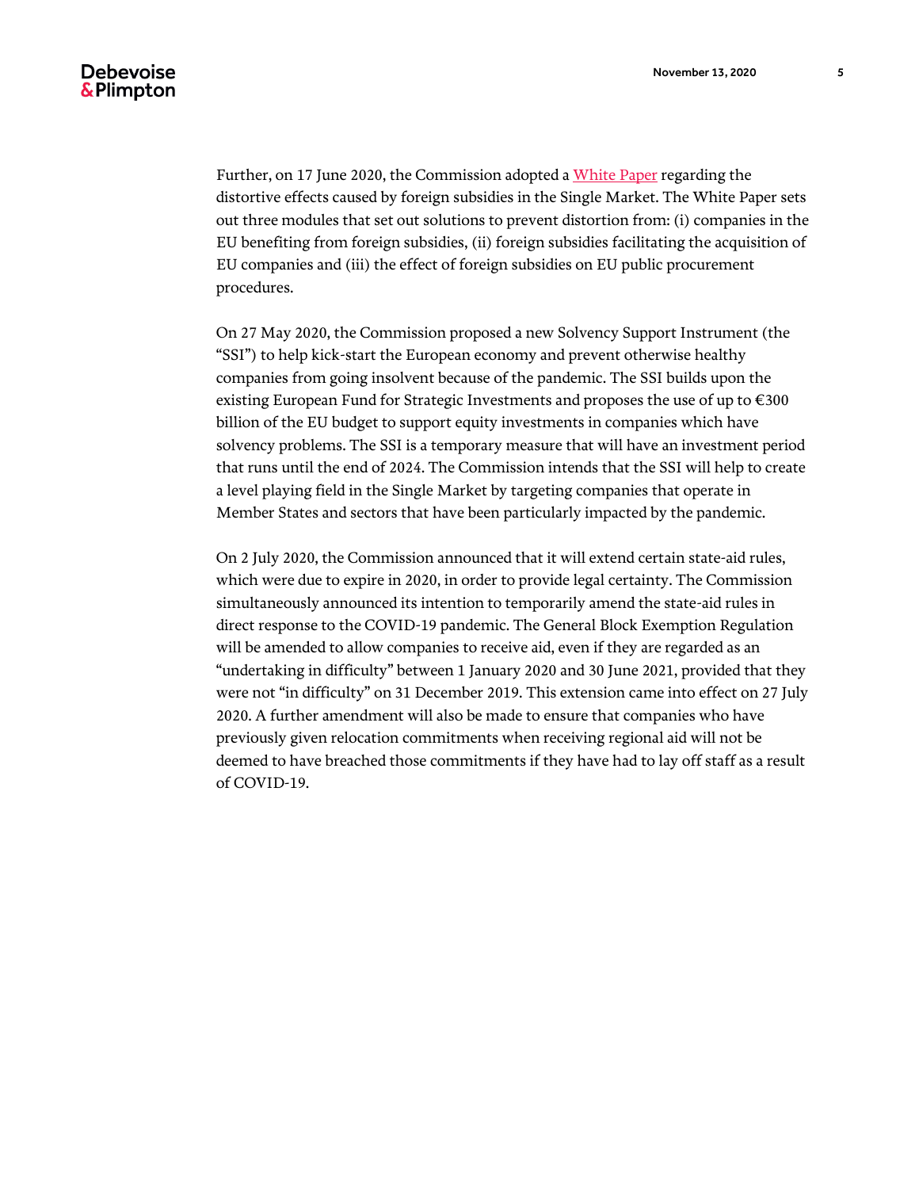Further, on 17 June 2020, the Commission adopted a White Paper regarding the distortive effects caused by foreign subsidies in the Single Market. The White Paper sets out three modules that set out solutions to prevent distortion from: (i) companies in the EU benefiting from foreign subsidies, (ii) foreign subsidies facilitating the acquisition of EU companies and (iii) the effect of foreign subsidies on EU public procurement procedures.

On 27 May 2020, the Commission proposed a new Solvency Support Instrument (the "SSI") to help kick-start the European economy and prevent otherwise healthy companies from going insolvent because of the pandemic. The SSI builds upon the existing European Fund for Strategic Investments and proposes the use of up to €300 billion of the EU budget to support equity investments in companies which have solvency problems. The SSI is a temporary measure that will have an investment period that runs until the end of 2024. The Commission intends that the SSI will help to create a level playing field in the Single Market by targeting companies that operate in Member States and sectors that have been particularly impacted by the pandemic.

On 2 July 2020, the Commission announced that it will extend certain state-aid rules, which were due to expire in 2020, in order to provide legal certainty. The Commission simultaneously announced its intention to temporarily amend the state-aid rules in direct response to the COVID-19 pandemic. The General Block Exemption Regulation will be amended to allow companies to receive aid, even if they are regarded as an "undertaking in difficulty" between 1 January 2020 and 30 June 2021, provided that they were not "in difficulty" on 31 December 2019. This extension came into effect on 27 July 2020. A further amendment will also be made to ensure that companies who have previously given relocation commitments when receiving regional aid will not be deemed to have breached those commitments if they have had to lay off staff as a result of COVID-19.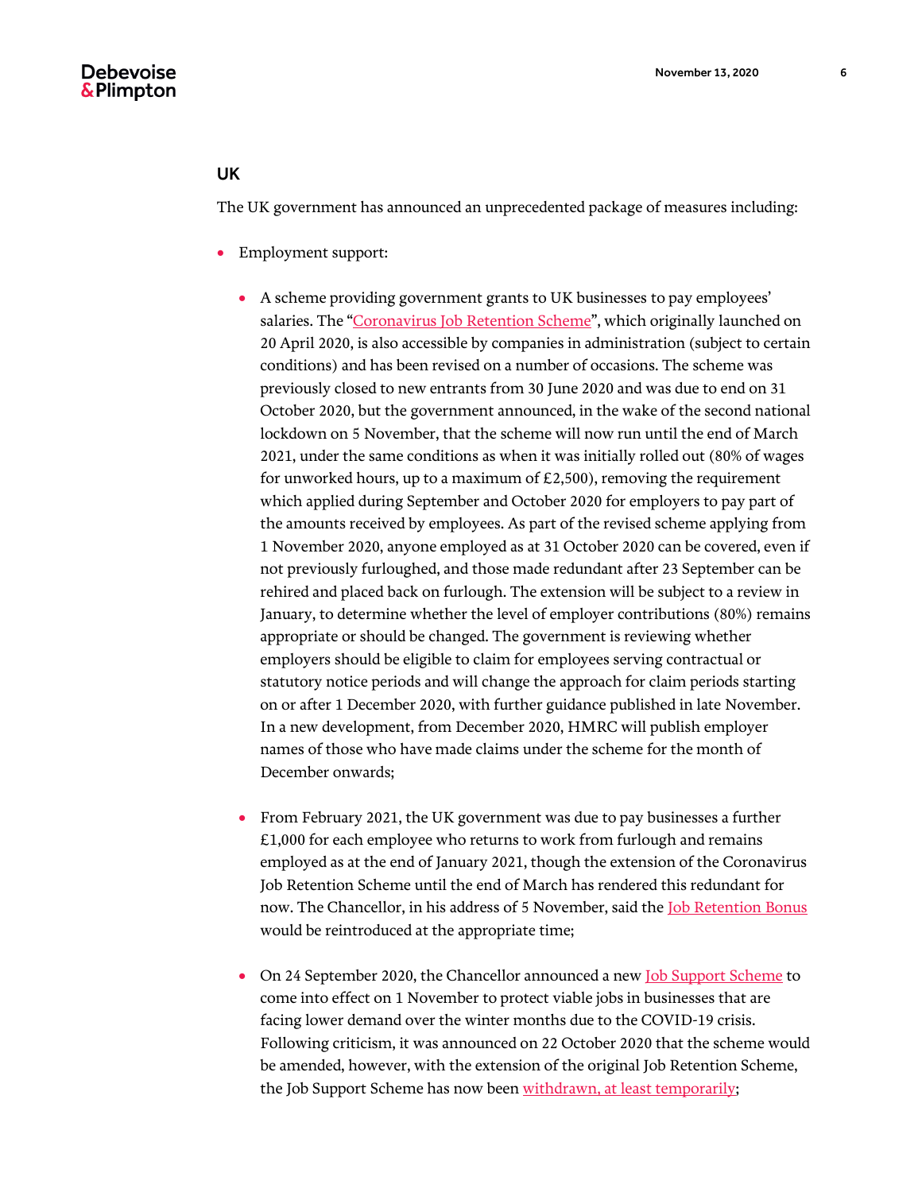## UK

The UK government has announced an unprecedented package of measures including:

- Employment support:
    - A scheme providing government grants to UK businesses to pay employees' salaries. The "Coronavirus Job Retention Scheme", which originally launched on 20 April 2020, is also accessible by companies in administration (subject to certain conditions) and has been revised on a number of occasions. The scheme was previously closed to new entrants from 30 June 2020 and was due to end on 31 October 2020, but the government announced, in the wake of the second national lockdown on 5 November, that the scheme will now run until the end of March 2021, under the same conditions as when it was initially rolled out (80% of wages for unworked hours, up to a maximum of £2,500), removing the requirement which applied during September and October 2020 for employers to pay part of the amounts received by employees. As part of the revised scheme applying from 1 November 2020, anyone employed as at 31 October 2020 can be covered, even if not previously furloughed, and those made redundant after 23 September can be rehired and placed back on furlough. The extension will be subject to a review in January, to determine whether the level of employer contributions (80%) remains appropriate or should be changed. The government is reviewing whether employers should be eligible to claim for employees serving contractual or statutory notice periods and will change the approach for claim periods starting on or after 1 December 2020, with further guidance published in late November. In a new development, from December 2020, HMRC will publish employer names of those who have made claims under the scheme for the month of December onwards;
    - From February 2021, the UK government was due to pay businesses a further £1,000 for each employee who returns to work from furlough and remains employed as at the end of January 2021, though the extension of the Coronavirus Job Retention Scheme until the end of March has rendered this redundant for now. The Chancellor, in his address of 5 November, said the Job Retention Bonus would be reintroduced at the appropriate time;
    - On 24 September 2020, the Chancellor announced a new Job Support Scheme to come into effect on 1 November to protect viable jobs in businesses that are facing lower demand over the winter months due to the COVID-19 crisis. Following criticism, it was announced on 22 October 2020 that the scheme would be amended, however, with the extension of the original Job Retention Scheme, the Job Support Scheme has now been withdrawn, at least temporarily;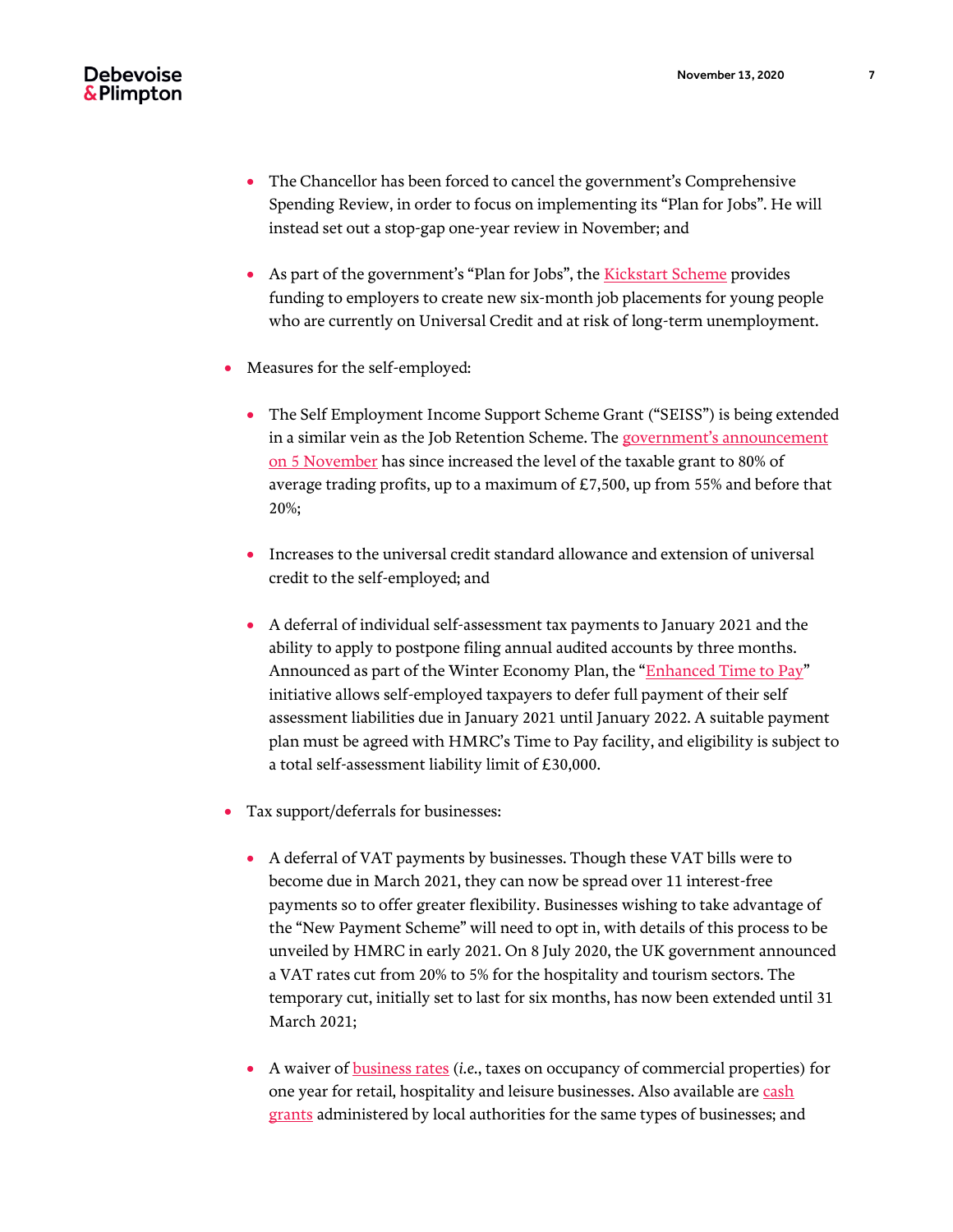- The Chancellor has been forced to cancel the government's Comprehensive Spending Review, in order to focus on implementing its "Plan for Jobs". He will instead set out a stop-gap one-year review in November; and

- As part of the government's "Plan for Jobs", the Kickstart Scheme provides funding to employers to create new six-month job placements for young people who are currently on Universal Credit and at risk of long-term unemployment.

- Measures for the self-employed:

  - The Self Employment Income Support Scheme Grant ("SEISS") is being extended in a similar vein as the Job Retention Scheme. The government's announcement on 5 November has since increased the level of the taxable grant to 80% of average trading profits, up to a maximum of £7,500, up from 55% and before that 20%;

  - Increases to the universal credit standard allowance and extension of universal credit to the self-employed; and

  - A deferral of individual self-assessment tax payments to January 2021 and the ability to apply to postpone filing annual audited accounts by three months. Announced as part of the Winter Economy Plan, the "Enhanced Time to Pay" initiative allows self-employed taxpayers to defer full payment of their self assessment liabilities due in January 2021 until January 2022. A suitable payment plan must be agreed with HMRC's Time to Pay facility, and eligibility is subject to a total self-assessment liability limit of £30,000.

- Tax support/deferrals for businesses:

  - A deferral of VAT payments by businesses. Though these VAT bills were to become due in March 2021, they can now be spread over 11 interest-free payments so to offer greater flexibility. Businesses wishing to take advantage of the "New Payment Scheme" will need to opt in, with details of this process to be unveiled by HMRC in early 2021. On 8 July 2020, the UK government announced a VAT rates cut from 20% to 5% for the hospitality and tourism sectors. The temporary cut, initially set to last for six months, has now been extended until 31 March 2021;

  - A waiver of business rates (*i.e.*, taxes on occupancy of commercial properties) for one year for retail, hospitality and leisure businesses. Also available are cash grants administered by local authorities for the same types of businesses; and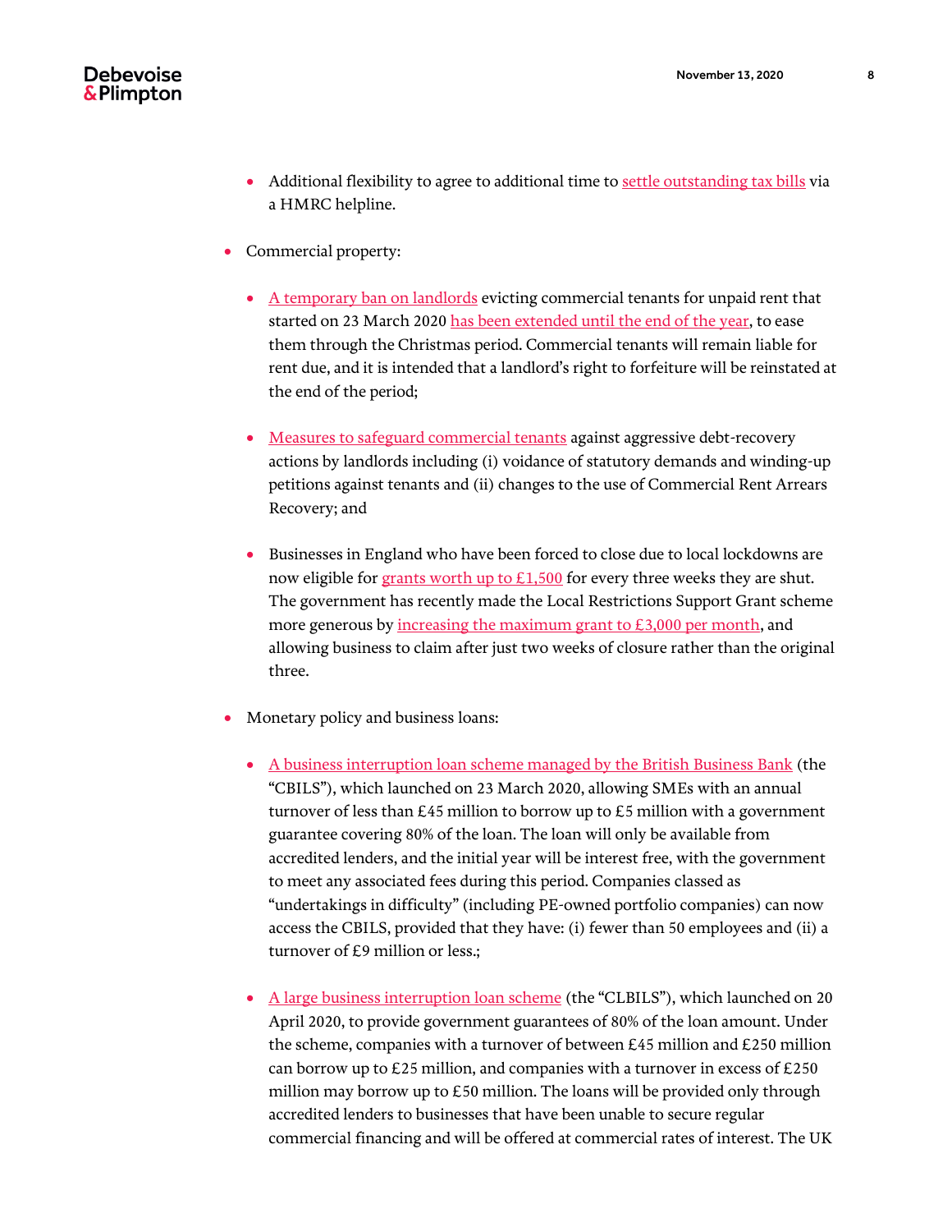- Additional flexibility to agree to additional time to settle outstanding tax bills via a HMRC helpline.

- Commercial property:

  - A temporary ban on landlords evicting commercial tenants for unpaid rent that started on 23 March 2020 has been extended until the end of the year, to ease them through the Christmas period. Commercial tenants will remain liable for rent due, and it is intended that a landlord's right to forfeiture will be reinstated at the end of the period;

  - Measures to safeguard commercial tenants against aggressive debt-recovery actions by landlords including (i) voidance of statutory demands and winding-up petitions against tenants and (ii) changes to the use of Commercial Rent Arrears Recovery; and

  - Businesses in England who have been forced to close due to local lockdowns are now eligible for grants worth up to £1,500 for every three weeks they are shut. The government has recently made the Local Restrictions Support Grant scheme more generous by increasing the maximum grant to £3,000 per month, and allowing business to claim after just two weeks of closure rather than the original three.

- Monetary policy and business loans:

  - A business interruption loan scheme managed by the British Business Bank (the "CBILS"), which launched on 23 March 2020, allowing SMEs with an annual turnover of less than £45 million to borrow up to £5 million with a government guarantee covering 80% of the loan. The loan will only be available from accredited lenders, and the initial year will be interest free, with the government to meet any associated fees during this period. Companies classed as "undertakings in difficulty" (including PE-owned portfolio companies) can now access the CBILS, provided that they have: (i) fewer than 50 employees and (ii) a turnover of £9 million or less.;

  - A large business interruption loan scheme (the "CLBILS"), which launched on 20 April 2020, to provide government guarantees of 80% of the loan amount. Under the scheme, companies with a turnover of between £45 million and £250 million can borrow up to £25 million, and companies with a turnover in excess of £250 million may borrow up to £50 million. The loans will be provided only through accredited lenders to businesses that have been unable to secure regular commercial financing and will be offered at commercial rates of interest. The UK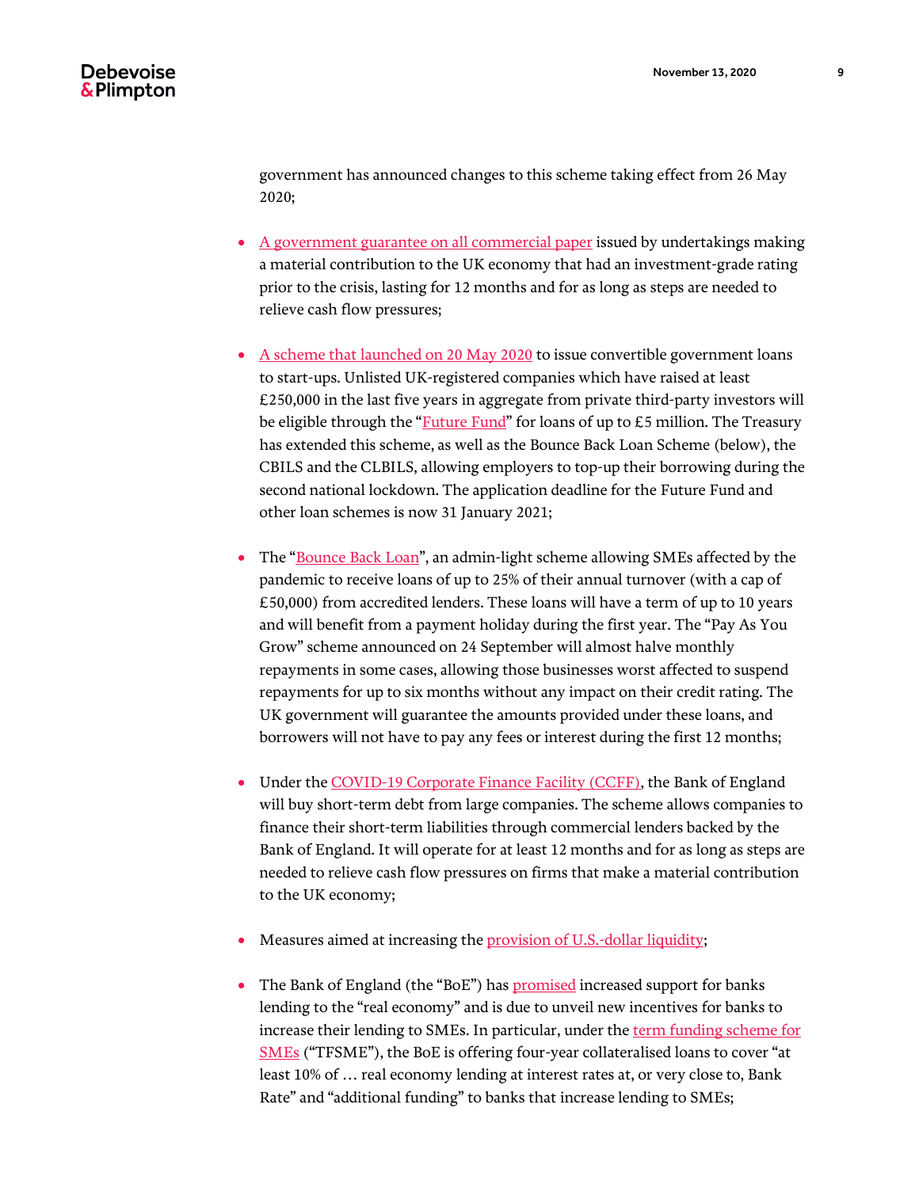government has announced changes to this scheme taking effect from 26 May 2020;

- A government guarantee on all commercial paper issued by undertakings making a material contribution to the UK economy that had an investment-grade rating prior to the crisis, lasting for 12 months and for as long as steps are needed to relieve cash flow pressures;

- A scheme that launched on 20 May 2020 to issue convertible government loans to start-ups. Unlisted UK-registered companies which have raised at least £250,000 in the last five years in aggregate from private third-party investors will be eligible through the "Future Fund" for loans of up to £5 million. The Treasury has extended this scheme, as well as the Bounce Back Loan Scheme (below), the CBILS and the CLBILS, allowing employers to top-up their borrowing during the second national lockdown. The application deadline for the Future Fund and other loan schemes is now 31 January 2021;

- The "Bounce Back Loan", an admin-light scheme allowing SMEs affected by the pandemic to receive loans of up to 25% of their annual turnover (with a cap of £50,000) from accredited lenders. These loans will have a term of up to 10 years and will benefit from a payment holiday during the first year. The "Pay As You Grow" scheme announced on 24 September will almost halve monthly repayments in some cases, allowing those businesses worst affected to suspend repayments for up to six months without any impact on their credit rating. The UK government will guarantee the amounts provided under these loans, and borrowers will not have to pay any fees or interest during the first 12 months;

- Under the COVID-19 Corporate Finance Facility (CCFF), the Bank of England will buy short-term debt from large companies. The scheme allows companies to finance their short-term liabilities through commercial lenders backed by the Bank of England. It will operate for at least 12 months and for as long as steps are needed to relieve cash flow pressures on firms that make a material contribution to the UK economy;

- Measures aimed at increasing the provision of U.S.-dollar liquidity;

- The Bank of England (the "BoE") has promised increased support for banks lending to the "real economy" and is due to unveil new incentives for banks to increase their lending to SMEs. In particular, under the term funding scheme for SMEs ("TFSME"), the BoE is offering four-year collateralised loans to cover "at least 10% of … real economy lending at interest rates at, or very close to, Bank Rate" and "additional funding" to banks that increase lending to SMEs;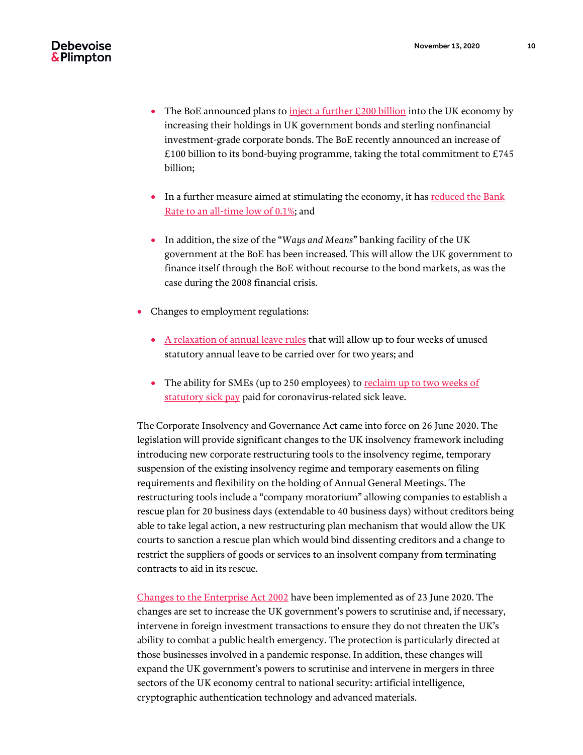- The BoE announced plans to inject a further £200 billion into the UK economy by increasing their holdings in UK government bonds and sterling nonfinancial investment-grade corporate bonds. The BoE recently announced an increase of £100 billion to its bond-buying programme, taking the total commitment to £745 billion;

- In a further measure aimed at stimulating the economy, it has reduced the Bank Rate to an all-time low of 0.1%; and

- In addition, the size of the "*Ways and Means*" banking facility of the UK government at the BoE has been increased. This will allow the UK government to finance itself through the BoE without recourse to the bond markets, as was the case during the 2008 financial crisis.

- Changes to employment regulations:

  - A relaxation of annual leave rules that will allow up to four weeks of unused statutory annual leave to be carried over for two years; and

  - The ability for SMEs (up to 250 employees) to reclaim up to two weeks of statutory sick pay paid for coronavirus-related sick leave.

The Corporate Insolvency and Governance Act came into force on 26 June 2020. The legislation will provide significant changes to the UK insolvency framework including introducing new corporate restructuring tools to the insolvency regime, temporary suspension of the existing insolvency regime and temporary easements on filing requirements and flexibility on the holding of Annual General Meetings. The restructuring tools include a "company moratorium" allowing companies to establish a rescue plan for 20 business days (extendable to 40 business days) without creditors being able to take legal action, a new restructuring plan mechanism that would allow the UK courts to sanction a rescue plan which would bind dissenting creditors and a change to restrict the suppliers of goods or services to an insolvent company from terminating contracts to aid in its rescue.

Changes to the Enterprise Act 2002 have been implemented as of 23 June 2020. The changes are set to increase the UK government's powers to scrutinise and, if necessary, intervene in foreign investment transactions to ensure they do not threaten the UK's ability to combat a public health emergency. The protection is particularly directed at those businesses involved in a pandemic response. In addition, these changes will expand the UK government's powers to scrutinise and intervene in mergers in three sectors of the UK economy central to national security: artificial intelligence, cryptographic authentication technology and advanced materials.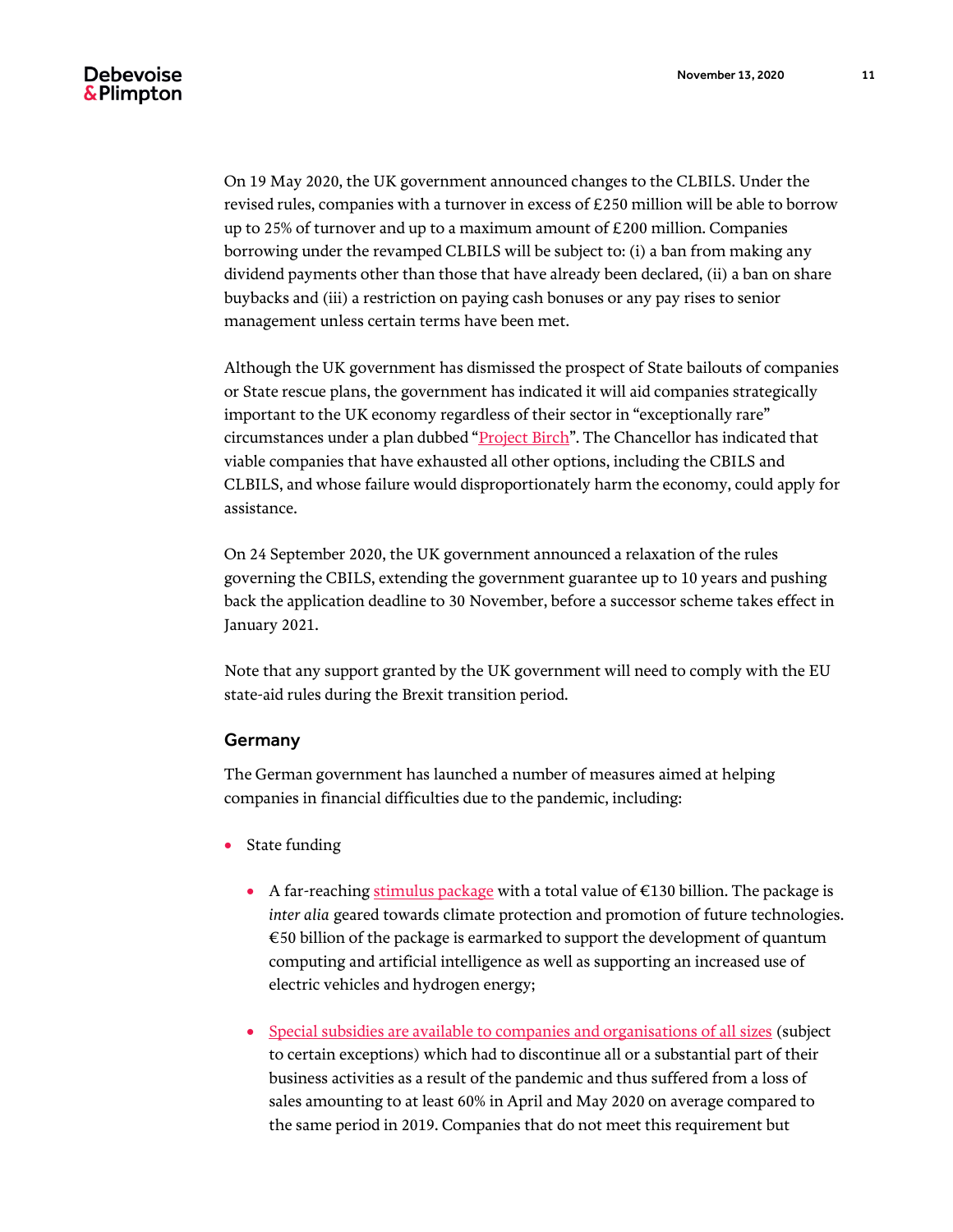On 19 May 2020, the UK government announced changes to the CLBILS. Under the revised rules, companies with a turnover in excess of £250 million will be able to borrow up to 25% of turnover and up to a maximum amount of £200 million. Companies borrowing under the revamped CLBILS will be subject to: (i) a ban from making any dividend payments other than those that have already been declared, (ii) a ban on share buybacks and (iii) a restriction on paying cash bonuses or any pay rises to senior management unless certain terms have been met.

Although the UK government has dismissed the prospect of State bailouts of companies or State rescue plans, the government has indicated it will aid companies strategically important to the UK economy regardless of their sector in "exceptionally rare" circumstances under a plan dubbed "Project Birch". The Chancellor has indicated that viable companies that have exhausted all other options, including the CBILS and CLBILS, and whose failure would disproportionately harm the economy, could apply for assistance.

On 24 September 2020, the UK government announced a relaxation of the rules governing the CBILS, extending the government guarantee up to 10 years and pushing back the application deadline to 30 November, before a successor scheme takes effect in January 2021.

Note that any support granted by the UK government will need to comply with the EU state-aid rules during the Brexit transition period.

### Germany

The German government has launched a number of measures aimed at helping companies in financial difficulties due to the pandemic, including:

- State funding
  - A far-reaching stimulus package with a total value of €130 billion. The package is *inter alia* geared towards climate protection and promotion of future technologies. €50 billion of the package is earmarked to support the development of quantum computing and artificial intelligence as well as supporting an increased use of electric vehicles and hydrogen energy;
  - Special subsidies are available to companies and organisations of all sizes (subject to certain exceptions) which had to discontinue all or a substantial part of their business activities as a result of the pandemic and thus suffered from a loss of sales amounting to at least 60% in April and May 2020 on average compared to the same period in 2019. Companies that do not meet this requirement but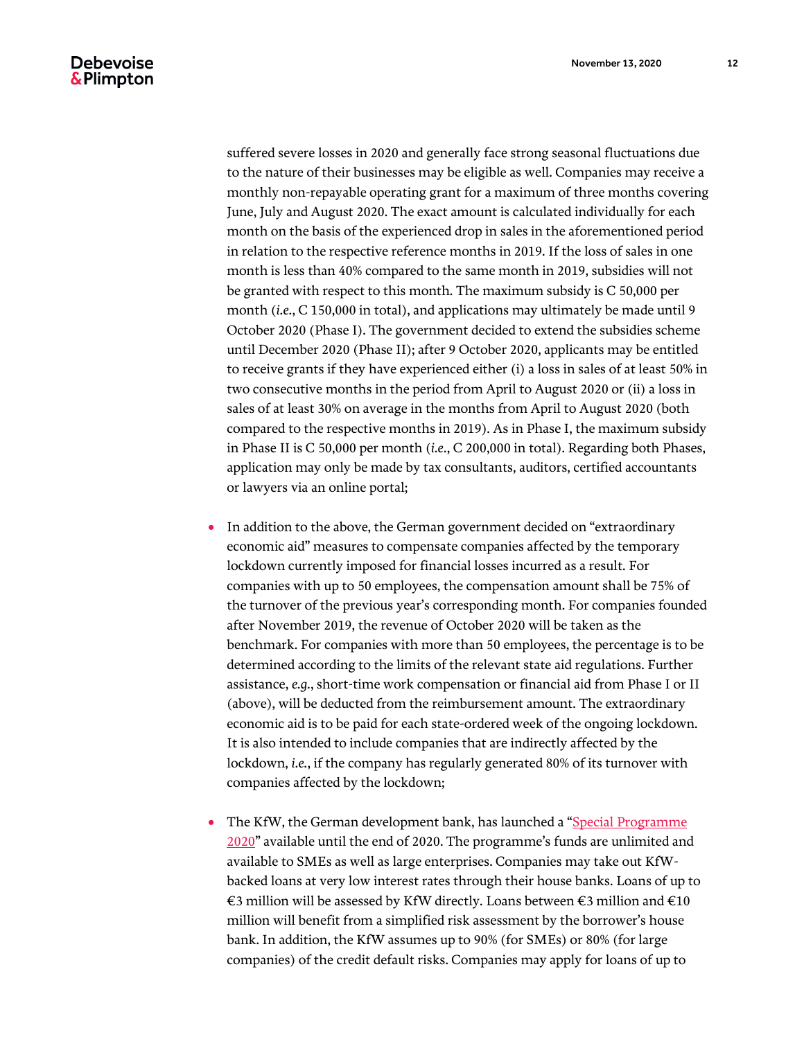suffered severe losses in 2020 and generally face strong seasonal fluctuations due to the nature of their businesses may be eligible as well. Companies may receive a monthly non-repayable operating grant for a maximum of three months covering June, July and August 2020. The exact amount is calculated individually for each month on the basis of the experienced drop in sales in the aforementioned period in relation to the respective reference months in 2019. If the loss of sales in one month is less than 40% compared to the same month in 2019, subsidies will not be granted with respect to this month. The maximum subsidy is € 50,000 per month (*i.e.*, € 150,000 in total), and applications may ultimately be made until 9 October 2020 (Phase I). The government decided to extend the subsidies scheme until December 2020 (Phase II); after 9 October 2020, applicants may be entitled to receive grants if they have experienced either (i) a loss in sales of at least 50% in two consecutive months in the period from April to August 2020 or (ii) a loss in sales of at least 30% on average in the months from April to August 2020 (both compared to the respective months in 2019). As in Phase I, the maximum subsidy in Phase II is € 50,000 per month (*i.e.*, € 200,000 in total). Regarding both Phases, application may only be made by tax consultants, auditors, certified accountants or lawyers via an online portal;

- In addition to the above, the German government decided on "extraordinary economic aid" measures to compensate companies affected by the temporary lockdown currently imposed for financial losses incurred as a result. For companies with up to 50 employees, the compensation amount shall be 75% of the turnover of the previous year's corresponding month. For companies founded after November 2019, the revenue of October 2020 will be taken as the benchmark. For companies with more than 50 employees, the percentage is to be determined according to the limits of the relevant state aid regulations. Further assistance, *e.g.*, short-time work compensation or financial aid from Phase I or II (above), will be deducted from the reimbursement amount. The extraordinary economic aid is to be paid for each state-ordered week of the ongoing lockdown. It is also intended to include companies that are indirectly affected by the lockdown, *i.e.*, if the company has regularly generated 80% of its turnover with companies affected by the lockdown;

- The KfW, the German development bank, has launched a "Special Programme 2020" available until the end of 2020. The programme's funds are unlimited and available to SMEs as well as large enterprises. Companies may take out KfW-backed loans at very low interest rates through their house banks. Loans of up to €3 million will be assessed by KfW directly. Loans between €3 million and €10 million will benefit from a simplified risk assessment by the borrower's house bank. In addition, the KfW assumes up to 90% (for SMEs) or 80% (for large companies) of the credit default risks. Companies may apply for loans of up to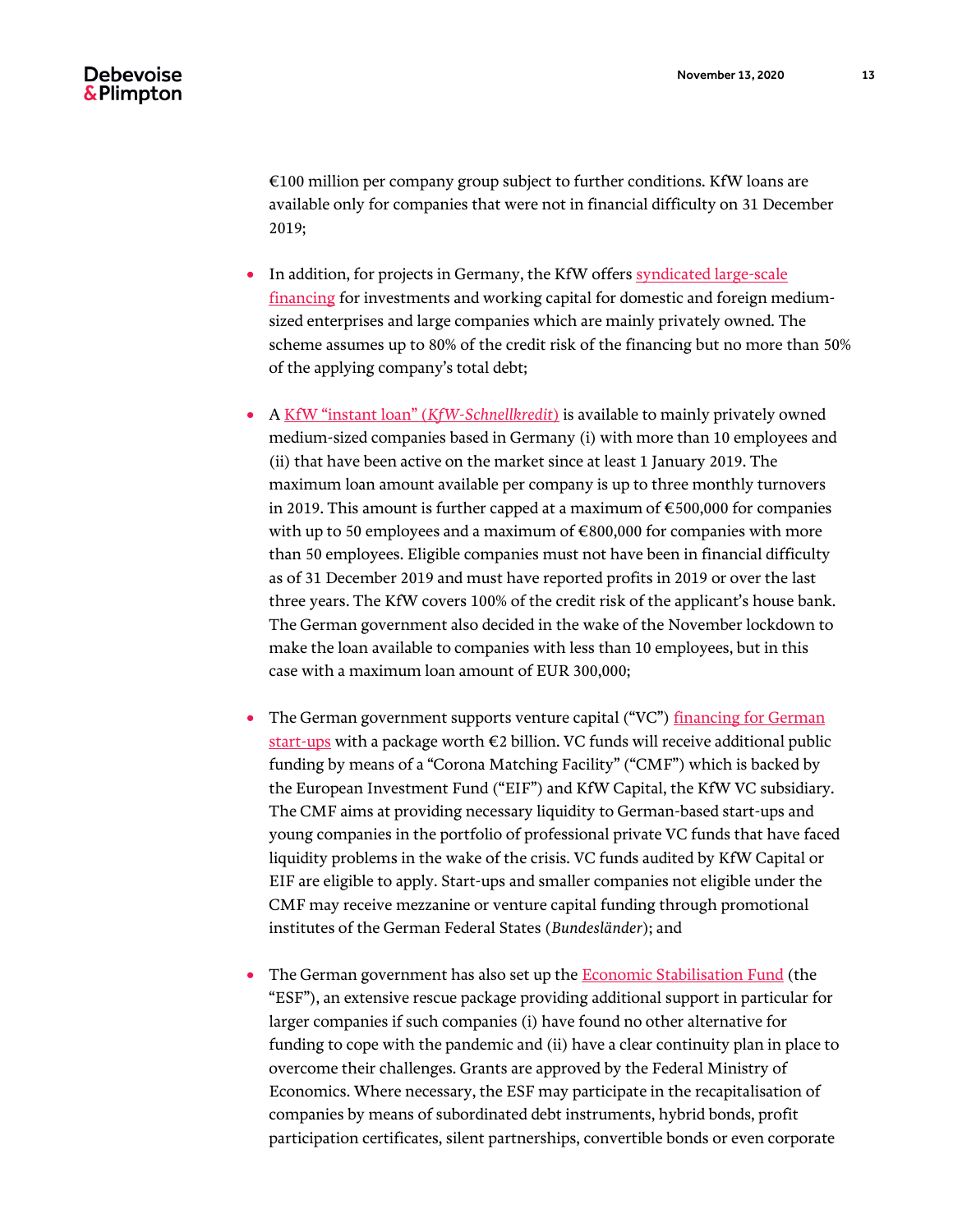€100 million per company group subject to further conditions. KfW loans are available only for companies that were not in financial difficulty on 31 December 2019;

- In addition, for projects in Germany, the KfW offers syndicated large-scale financing for investments and working capital for domestic and foreign medium-sized enterprises and large companies which are mainly privately owned. The scheme assumes up to 80% of the credit risk of the financing but no more than 50% of the applying company's total debt;

- A KfW "instant loan" (*KfW-Schnellkredit*) is available to mainly privately owned medium-sized companies based in Germany (i) with more than 10 employees and (ii) that have been active on the market since at least 1 January 2019. The maximum loan amount available per company is up to three monthly turnovers in 2019. This amount is further capped at a maximum of €500,000 for companies with up to 50 employees and a maximum of €800,000 for companies with more than 50 employees. Eligible companies must not have been in financial difficulty as of 31 December 2019 and must have reported profits in 2019 or over the last three years. The KfW covers 100% of the credit risk of the applicant's house bank. The German government also decided in the wake of the November lockdown to make the loan available to companies with less than 10 employees, but in this case with a maximum loan amount of EUR 300,000;

- The German government supports venture capital ("VC") financing for German start-ups with a package worth €2 billion. VC funds will receive additional public funding by means of a "Corona Matching Facility" ("CMF") which is backed by the European Investment Fund ("EIF") and KfW Capital, the KfW VC subsidiary. The CMF aims at providing necessary liquidity to German-based start-ups and young companies in the portfolio of professional private VC funds that have faced liquidity problems in the wake of the crisis. VC funds audited by KfW Capital or EIF are eligible to apply. Start-ups and smaller companies not eligible under the CMF may receive mezzanine or venture capital funding through promotional institutes of the German Federal States (*Bundesländer*); and

- The German government has also set up the Economic Stabilisation Fund (the "ESF"), an extensive rescue package providing additional support in particular for larger companies if such companies (i) have found no other alternative for funding to cope with the pandemic and (ii) have a clear continuity plan in place to overcome their challenges. Grants are approved by the Federal Ministry of Economics. Where necessary, the ESF may participate in the recapitalisation of companies by means of subordinated debt instruments, hybrid bonds, profit participation certificates, silent partnerships, convertible bonds or even corporate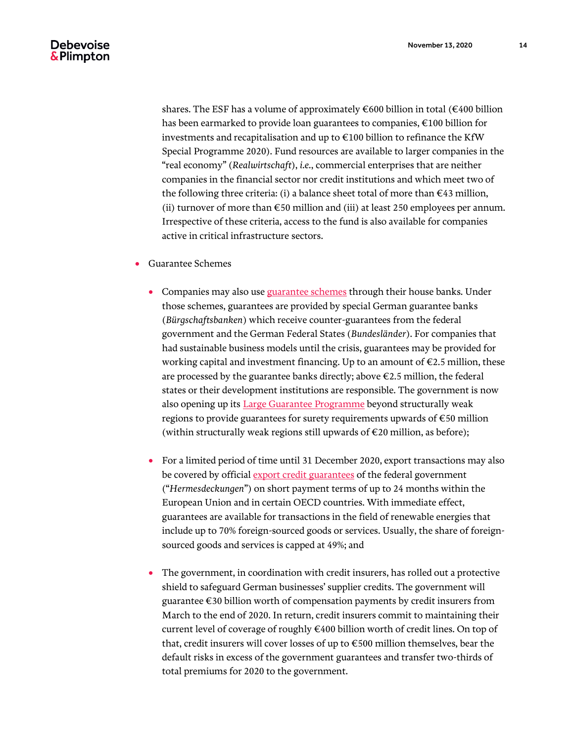shares. The ESF has a volume of approximately €600 billion in total (€400 billion has been earmarked to provide loan guarantees to companies, €100 billion for investments and recapitalisation and up to €100 billion to refinance the KfW Special Programme 2020). Fund resources are available to larger companies in the "real economy" (*Realwirtschaft*), *i.e.*, commercial enterprises that are neither companies in the financial sector nor credit institutions and which meet two of the following three criteria: (i) a balance sheet total of more than €43 million, (ii) turnover of more than €50 million and (iii) at least 250 employees per annum. Irrespective of these criteria, access to the fund is also available for companies active in critical infrastructure sectors.

- Guarantee Schemes
  - Companies may also use guarantee schemes through their house banks. Under those schemes, guarantees are provided by special German guarantee banks (*Bürgschaftsbanken*) which receive counter-guarantees from the federal government and the German Federal States (*Bundesländer*). For companies that had sustainable business models until the crisis, guarantees may be provided for working capital and investment financing. Up to an amount of €2.5 million, these are processed by the guarantee banks directly; above €2.5 million, the federal states or their development institutions are responsible. The government is now also opening up its Large Guarantee Programme beyond structurally weak regions to provide guarantees for surety requirements upwards of €50 million (within structurally weak regions still upwards of €20 million, as before);
  - For a limited period of time until 31 December 2020, export transactions may also be covered by official export credit guarantees of the federal government ("*Hermesdeckungen*") on short payment terms of up to 24 months within the European Union and in certain OECD countries. With immediate effect, guarantees are available for transactions in the field of renewable energies that include up to 70% foreign-sourced goods or services. Usually, the share of foreign-sourced goods and services is capped at 49%; and
  - The government, in coordination with credit insurers, has rolled out a protective shield to safeguard German businesses' supplier credits. The government will guarantee €30 billion worth of compensation payments by credit insurers from March to the end of 2020. In return, credit insurers commit to maintaining their current level of coverage of roughly €400 billion worth of credit lines. On top of that, credit insurers will cover losses of up to €500 million themselves, bear the default risks in excess of the government guarantees and transfer two-thirds of total premiums for 2020 to the government.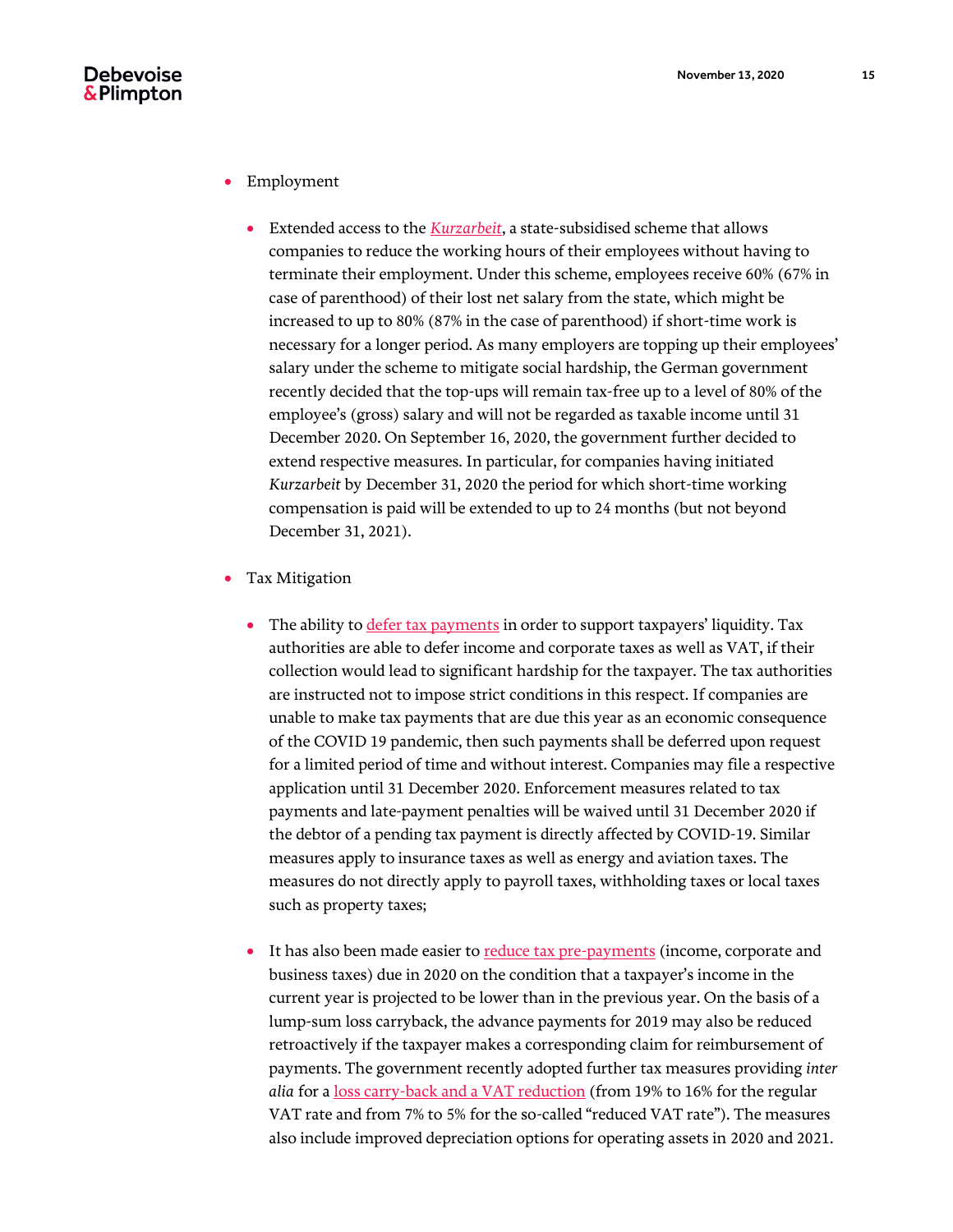- Employment

  - Extended access to the *Kurzarbeit*, a state-subsidised scheme that allows companies to reduce the working hours of their employees without having to terminate their employment. Under this scheme, employees receive 60% (67% in case of parenthood) of their lost net salary from the state, which might be increased to up to 80% (87% in the case of parenthood) if short-time work is necessary for a longer period. As many employers are topping up their employees' salary under the scheme to mitigate social hardship, the German government recently decided that the top-ups will remain tax-free up to a level of 80% of the employee's (gross) salary and will not be regarded as taxable income until 31 December 2020. On September 16, 2020, the government further decided to extend respective measures. In particular, for companies having initiated *Kurzarbeit* by December 31, 2020 the period for which short-time working compensation is paid will be extended to up to 24 months (but not beyond December 31, 2021).

- Tax Mitigation

  - The ability to defer tax payments in order to support taxpayers' liquidity. Tax authorities are able to defer income and corporate taxes as well as VAT, if their collection would lead to significant hardship for the taxpayer. The tax authorities are instructed not to impose strict conditions in this respect. If companies are unable to make tax payments that are due this year as an economic consequence of the COVID 19 pandemic, then such payments shall be deferred upon request for a limited period of time and without interest. Companies may file a respective application until 31 December 2020. Enforcement measures related to tax payments and late-payment penalties will be waived until 31 December 2020 if the debtor of a pending tax payment is directly affected by COVID-19. Similar measures apply to insurance taxes as well as energy and aviation taxes. The measures do not directly apply to payroll taxes, withholding taxes or local taxes such as property taxes;

  - It has also been made easier to reduce tax pre-payments (income, corporate and business taxes) due in 2020 on the condition that a taxpayer's income in the current year is projected to be lower than in the previous year. On the basis of a lump-sum loss carryback, the advance payments for 2019 may also be reduced retroactively if the taxpayer makes a corresponding claim for reimbursement of payments. The government recently adopted further tax measures providing *inter alia* for a loss carry-back and a VAT reduction (from 19% to 16% for the regular VAT rate and from 7% to 5% for the so-called "reduced VAT rate"). The measures also include improved depreciation options for operating assets in 2020 and 2021.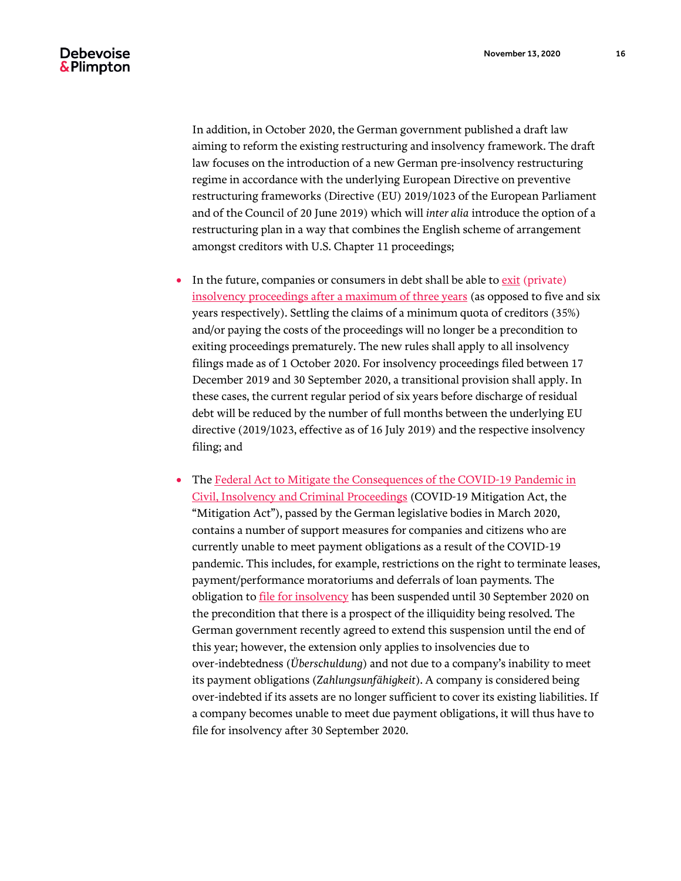In addition, in October 2020, the German government published a draft law aiming to reform the existing restructuring and insolvency framework. The draft law focuses on the introduction of a new German pre-insolvency restructuring regime in accordance with the underlying European Directive on preventive restructuring frameworks (Directive (EU) 2019/1023 of the European Parliament and of the Council of 20 June 2019) which will *inter alia* introduce the option of a restructuring plan in a way that combines the English scheme of arrangement amongst creditors with U.S. Chapter 11 proceedings;

- In the future, companies or consumers in debt shall be able to exit (private) insolvency proceedings after a maximum of three years (as opposed to five and six years respectively). Settling the claims of a minimum quota of creditors (35%) and/or paying the costs of the proceedings will no longer be a precondition to exiting proceedings prematurely. The new rules shall apply to all insolvency filings made as of 1 October 2020. For insolvency proceedings filed between 17 December 2019 and 30 September 2020, a transitional provision shall apply. In these cases, the current regular period of six years before discharge of residual debt will be reduced by the number of full months between the underlying EU directive (2019/1023, effective as of 16 July 2019) and the respective insolvency filing; and
- The Federal Act to Mitigate the Consequences of the COVID-19 Pandemic in Civil, Insolvency and Criminal Proceedings (COVID-19 Mitigation Act, the "Mitigation Act"), passed by the German legislative bodies in March 2020, contains a number of support measures for companies and citizens who are currently unable to meet payment obligations as a result of the COVID-19 pandemic. This includes, for example, restrictions on the right to terminate leases, payment/performance moratoriums and deferrals of loan payments. The obligation to file for insolvency has been suspended until 30 September 2020 on the precondition that there is a prospect of the illiquidity being resolved. The German government recently agreed to extend this suspension until the end of this year; however, the extension only applies to insolvencies due to over-indebtedness (*Überschuldung*) and not due to a company's inability to meet its payment obligations (*Zahlungsunfähigkeit*). A company is considered being over-indebted if its assets are no longer sufficient to cover its existing liabilities. If a company becomes unable to meet due payment obligations, it will thus have to file for insolvency after 30 September 2020.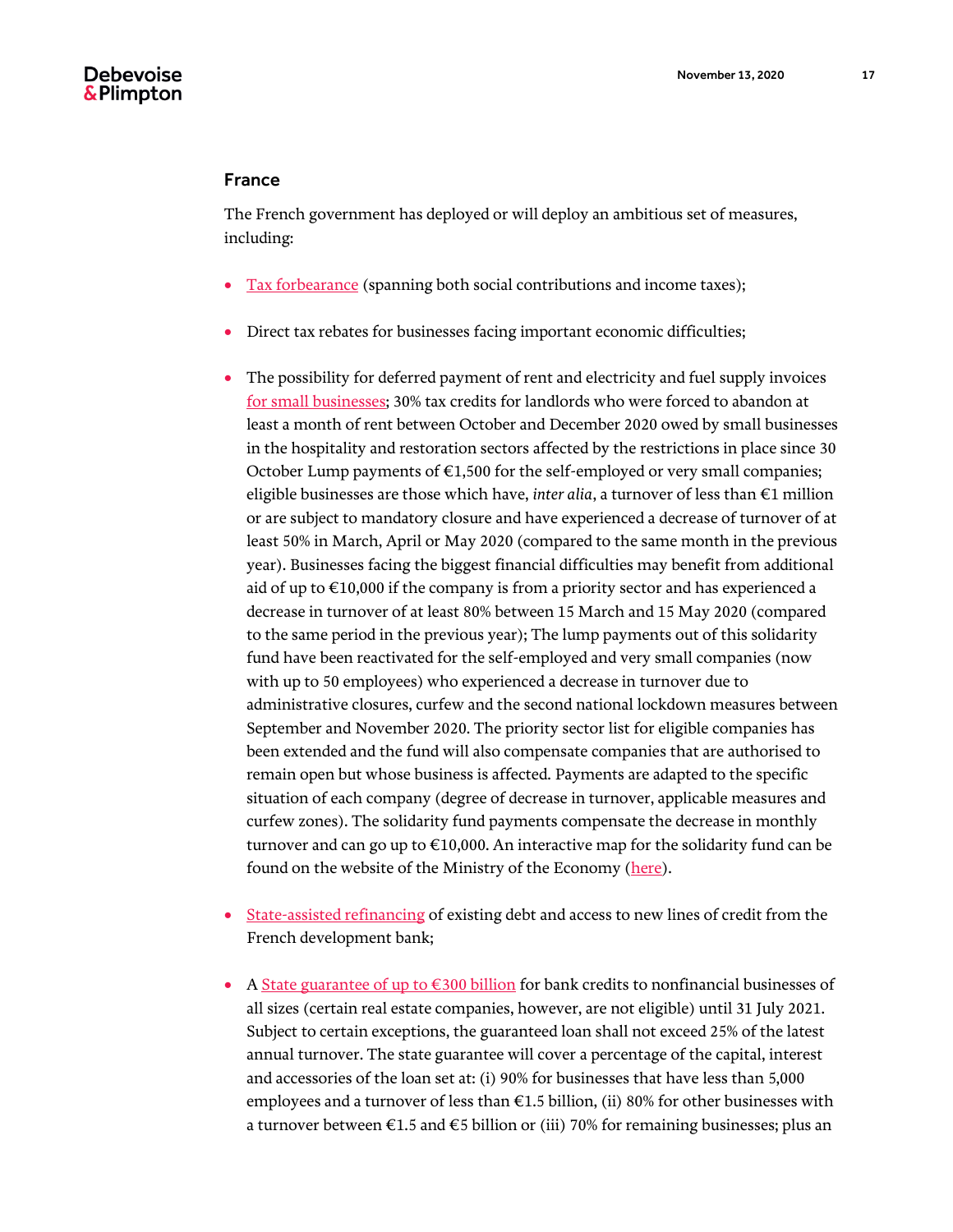## France

The French government has deployed or will deploy an ambitious set of measures, including:

- Tax forbearance (spanning both social contributions and income taxes);
- Direct tax rebates for businesses facing important economic difficulties;
- The possibility for deferred payment of rent and electricity and fuel supply invoices for small businesses; 30% tax credits for landlords who were forced to abandon at least a month of rent between October and December 2020 owed by small businesses in the hospitality and restoration sectors affected by the restrictions in place since 30 October Lump payments of €1,500 for the self-employed or very small companies; eligible businesses are those which have, *inter alia*, a turnover of less than €1 million or are subject to mandatory closure and have experienced a decrease of turnover of at least 50% in March, April or May 2020 (compared to the same month in the previous year). Businesses facing the biggest financial difficulties may benefit from additional aid of up to €10,000 if the company is from a priority sector and has experienced a decrease in turnover of at least 80% between 15 March and 15 May 2020 (compared to the same period in the previous year); The lump payments out of this solidarity fund have been reactivated for the self-employed and very small companies (now with up to 50 employees) who experienced a decrease in turnover due to administrative closures, curfew and the second national lockdown measures between September and November 2020. The priority sector list for eligible companies has been extended and the fund will also compensate companies that are authorised to remain open but whose business is affected. Payments are adapted to the specific situation of each company (degree of decrease in turnover, applicable measures and curfew zones). The solidarity fund payments compensate the decrease in monthly turnover and can go up to €10,000. An interactive map for the solidarity fund can be found on the website of the Ministry of the Economy (here).
- State-assisted refinancing of existing debt and access to new lines of credit from the French development bank;
- A State guarantee of up to €300 billion for bank credits to nonfinancial businesses of all sizes (certain real estate companies, however, are not eligible) until 31 July 2021. Subject to certain exceptions, the guaranteed loan shall not exceed 25% of the latest annual turnover. The state guarantee will cover a percentage of the capital, interest and accessories of the loan set at: (i) 90% for businesses that have less than 5,000 employees and a turnover of less than €1.5 billion, (ii) 80% for other businesses with a turnover between €1.5 and €5 billion or (iii) 70% for remaining businesses; plus an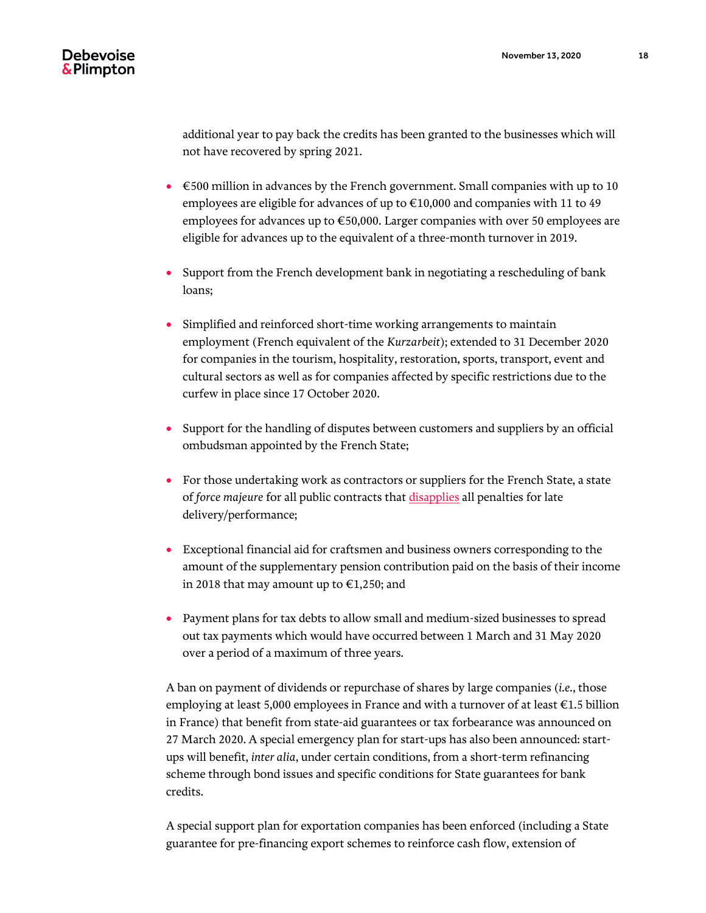additional year to pay back the credits has been granted to the businesses which will not have recovered by spring 2021.

- €500 million in advances by the French government. Small companies with up to 10 employees are eligible for advances of up to €10,000 and companies with 11 to 49 employees for advances up to €50,000. Larger companies with over 50 employees are eligible for advances up to the equivalent of a three-month turnover in 2019.

- Support from the French development bank in negotiating a rescheduling of bank loans;

- Simplified and reinforced short-time working arrangements to maintain employment (French equivalent of the *Kurzarbeit*); extended to 31 December 2020 for companies in the tourism, hospitality, restoration, sports, transport, event and cultural sectors as well as for companies affected by specific restrictions due to the curfew in place since 17 October 2020.

- Support for the handling of disputes between customers and suppliers by an official ombudsman appointed by the French State;

- For those undertaking work as contractors or suppliers for the French State, a state of *force majeure* for all public contracts that disapplies all penalties for late delivery/performance;

- Exceptional financial aid for craftsmen and business owners corresponding to the amount of the supplementary pension contribution paid on the basis of their income in 2018 that may amount up to €1,250; and

- Payment plans for tax debts to allow small and medium-sized businesses to spread out tax payments which would have occurred between 1 March and 31 May 2020 over a period of a maximum of three years.

A ban on payment of dividends or repurchase of shares by large companies (*i.e.*, those employing at least 5,000 employees in France and with a turnover of at least €1.5 billion in France) that benefit from state-aid guarantees or tax forbearance was announced on 27 March 2020. A special emergency plan for start-ups has also been announced: start-ups will benefit, *inter alia*, under certain conditions, from a short-term refinancing scheme through bond issues and specific conditions for State guarantees for bank credits.

A special support plan for exportation companies has been enforced (including a State guarantee for pre-financing export schemes to reinforce cash flow, extension of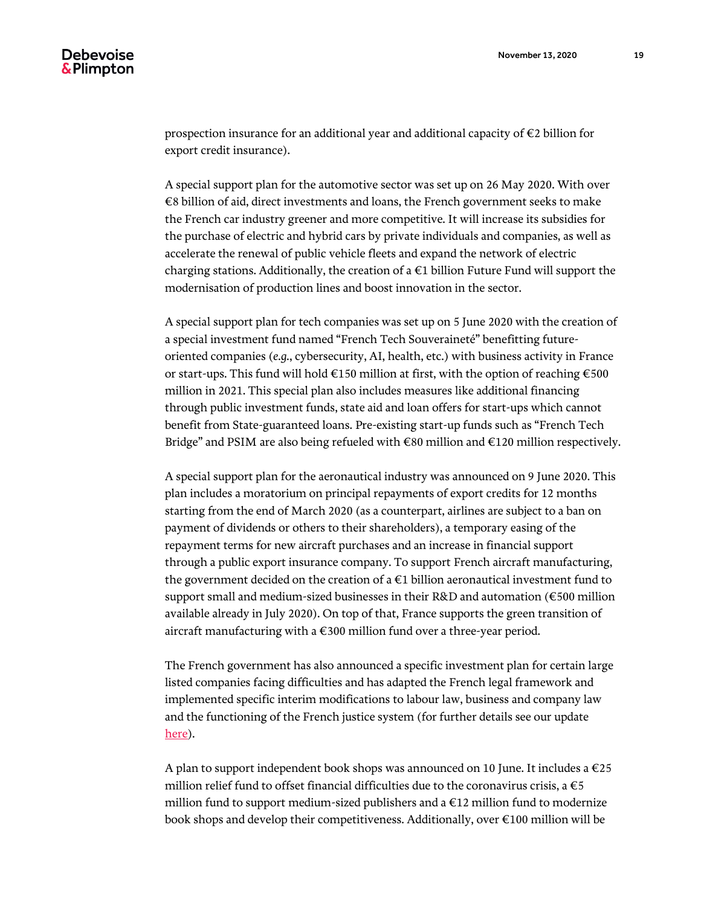prospection insurance for an additional year and additional capacity of €2 billion for export credit insurance).

A special support plan for the automotive sector was set up on 26 May 2020. With over €8 billion of aid, direct investments and loans, the French government seeks to make the French car industry greener and more competitive. It will increase its subsidies for the purchase of electric and hybrid cars by private individuals and companies, as well as accelerate the renewal of public vehicle fleets and expand the network of electric charging stations. Additionally, the creation of a €1 billion Future Fund will support the modernisation of production lines and boost innovation in the sector.

A special support plan for tech companies was set up on 5 June 2020 with the creation of a special investment fund named "French Tech Souveraineté" benefitting future-oriented companies (*e.g.*, cybersecurity, AI, health, etc.) with business activity in France or start-ups. This fund will hold €150 million at first, with the option of reaching €500 million in 2021. This special plan also includes measures like additional financing through public investment funds, state aid and loan offers for start-ups which cannot benefit from State-guaranteed loans. Pre-existing start-up funds such as "French Tech Bridge" and PSIM are also being refueled with €80 million and €120 million respectively.

A special support plan for the aeronautical industry was announced on 9 June 2020. This plan includes a moratorium on principal repayments of export credits for 12 months starting from the end of March 2020 (as a counterpart, airlines are subject to a ban on payment of dividends or others to their shareholders), a temporary easing of the repayment terms for new aircraft purchases and an increase in financial support through a public export insurance company. To support French aircraft manufacturing, the government decided on the creation of a €1 billion aeronautical investment fund to support small and medium-sized businesses in their R&D and automation (€500 million available already in July 2020). On top of that, France supports the green transition of aircraft manufacturing with a €300 million fund over a three-year period.

The French government has also announced a specific investment plan for certain large listed companies facing difficulties and has adapted the French legal framework and implemented specific interim modifications to labour law, business and company law and the functioning of the French justice system (for further details see our update here).

A plan to support independent book shops was announced on 10 June. It includes a €25 million relief fund to offset financial difficulties due to the coronavirus crisis, a €5 million fund to support medium-sized publishers and a €12 million fund to modernize book shops and develop their competitiveness. Additionally, over €100 million will be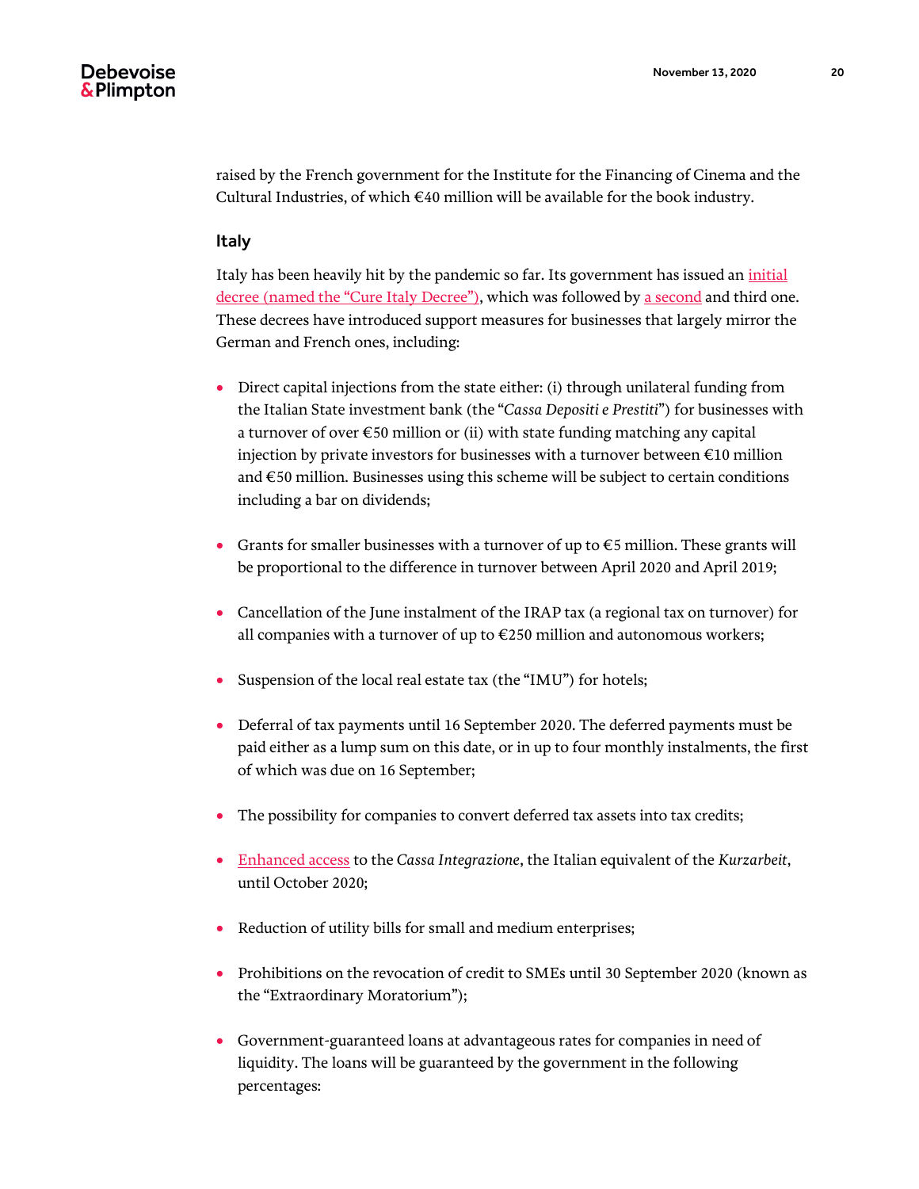raised by the French government for the Institute for the Financing of Cinema and the Cultural Industries, of which €40 million will be available for the book industry.

### Italy

Italy has been heavily hit by the pandemic so far. Its government has issued an initial decree (named the "Cure Italy Decree"), which was followed by a second and third one. These decrees have introduced support measures for businesses that largely mirror the German and French ones, including:

- Direct capital injections from the state either: (i) through unilateral funding from the Italian State investment bank (the "*Cassa Depositi e Prestiti*") for businesses with a turnover of over €50 million or (ii) with state funding matching any capital injection by private investors for businesses with a turnover between €10 million and €50 million. Businesses using this scheme will be subject to certain conditions including a bar on dividends;
- Grants for smaller businesses with a turnover of up to €5 million. These grants will be proportional to the difference in turnover between April 2020 and April 2019;
- Cancellation of the June instalment of the IRAP tax (a regional tax on turnover) for all companies with a turnover of up to €250 million and autonomous workers;
- Suspension of the local real estate tax (the "IMU") for hotels;
- Deferral of tax payments until 16 September 2020. The deferred payments must be paid either as a lump sum on this date, or in up to four monthly instalments, the first of which was due on 16 September;
- The possibility for companies to convert deferred tax assets into tax credits;
- Enhanced access to the *Cassa Integrazione*, the Italian equivalent of the *Kurzarbeit*, until October 2020;
- Reduction of utility bills for small and medium enterprises;
- Prohibitions on the revocation of credit to SMEs until 30 September 2020 (known as the "Extraordinary Moratorium");
- Government-guaranteed loans at advantageous rates for companies in need of liquidity. The loans will be guaranteed by the government in the following percentages: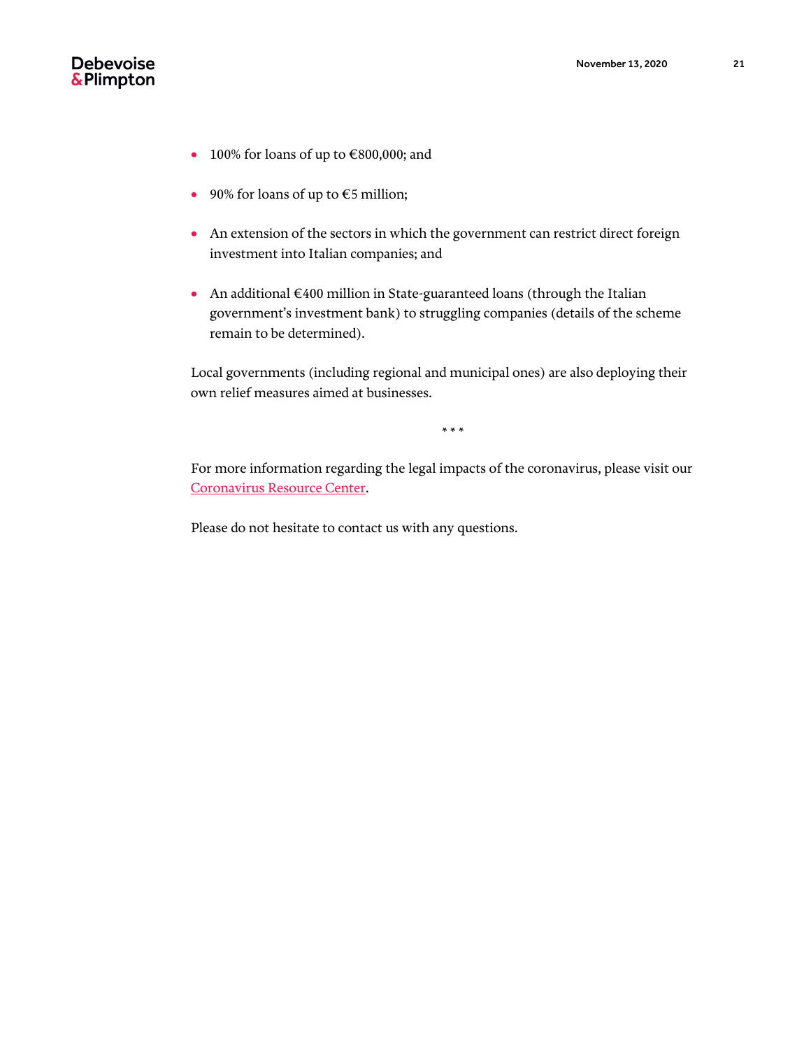- 100% for loans of up to €800,000; and
- 90% for loans of up to €5 million;
- An extension of the sectors in which the government can restrict direct foreign investment into Italian companies; and
- An additional €400 million in State-guaranteed loans (through the Italian government's investment bank) to struggling companies (details of the scheme remain to be determined).

Local governments (including regional and municipal ones) are also deploying their own relief measures aimed at businesses.

\* \* \*

For more information regarding the legal impacts of the coronavirus, please visit our [Coronavirus Resource Center](#).

Please do not hesitate to contact us with any questions.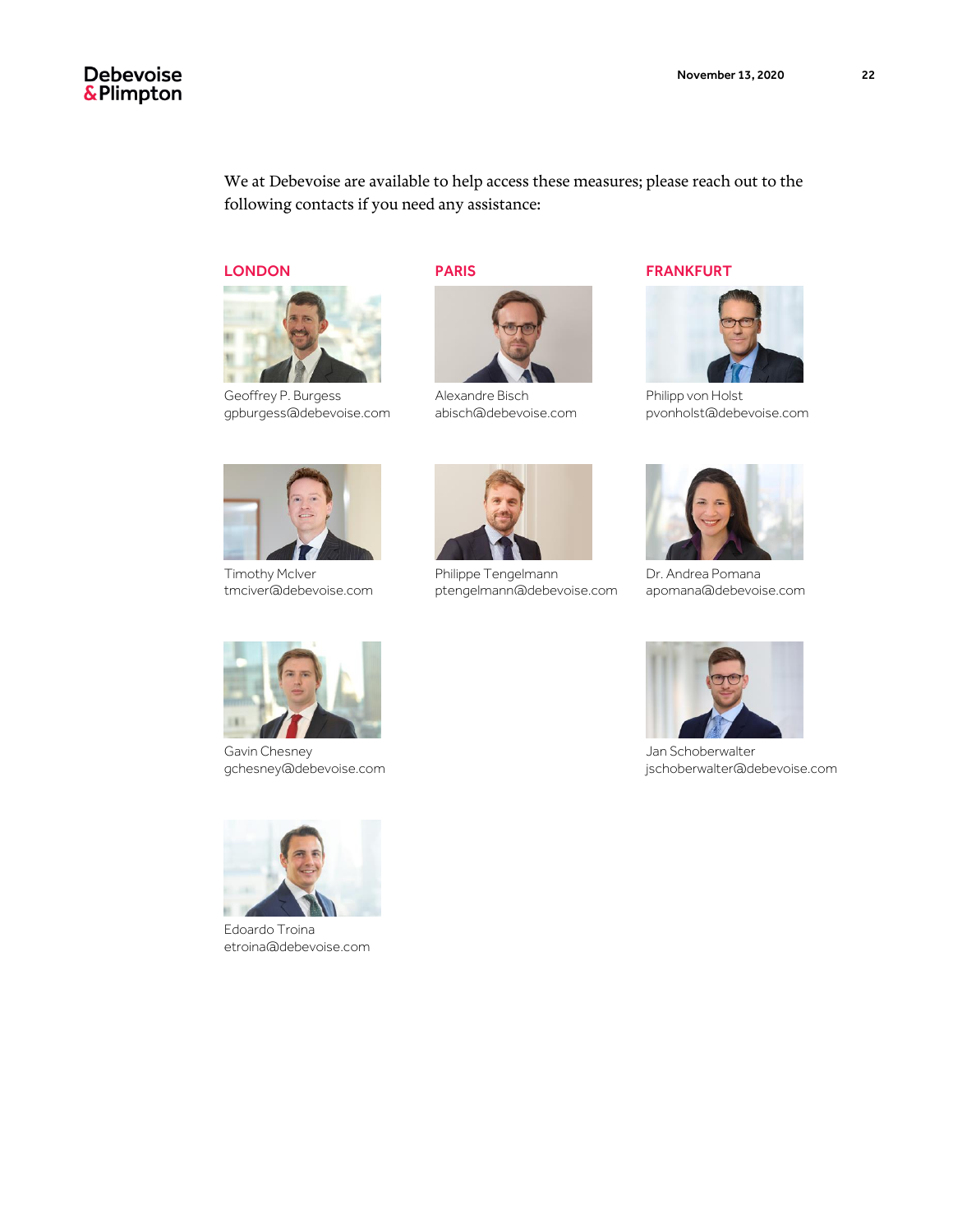We at Debevoise are available to help access these measures; please reach out to the following contacts if you need any assistance:

## LONDON

Geoffrey P. Burgess
gpburgess@debevoise.com

Timothy McIver
tmciver@debevoise.com

Gavin Chesney
gchesney@debevoise.com

Edoardo Troina
etroina@debevoise.com

## PARIS

Alexandre Bisch
abisch@debevoise.com

Philippe Tengelmann
ptengelmann@debevoise.com

## FRANKFURT

Philipp von Holst
pvonholst@debevoise.com

Dr. Andrea Pomana
apomana@debevoise.com

Jan Schoberwalter
jschoberwalter@debevoise.com